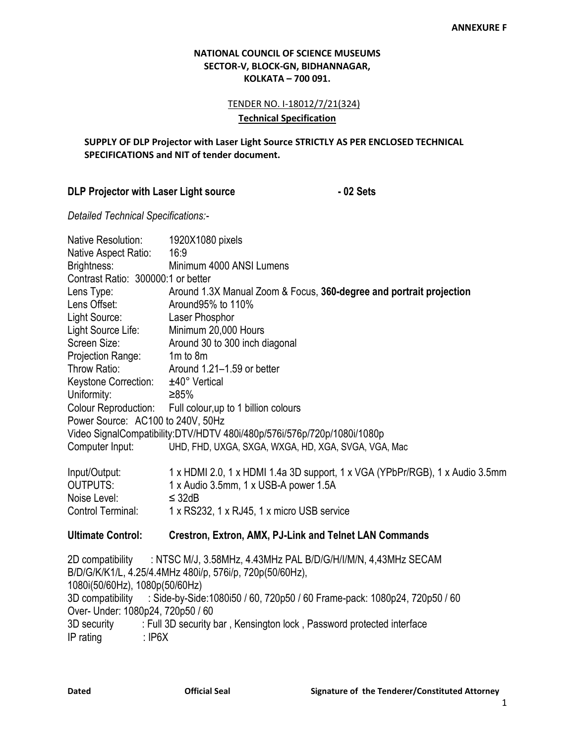**ANNEXURE F**

**NATIONAL COUNCIL OF SCIENCE MUSEUMS**
**SECTOR-V, BLOCK-GN, BIDHANNAGAR,**
**KOLKATA – 700 091.**

TENDER NO. I-18012/7/21(324)

**Technical Specification**

**SUPPLY OF DLP Projector with Laser Light Source STRICTLY AS PER ENCLOSED TECHNICAL SPECIFICATIONS and NIT of tender document.**

**DLP Projector with Laser Light source - 02 Sets**

*Detailed Technical Specifications:-*

Native Resolution: 1920X1080 pixels
Native Aspect Ratio: 16:9
Brightness: Minimum 4000 ANSI Lumens
Contrast Ratio: 300000:1 or better
Lens Type: Around 1.3X Manual Zoom & Focus, **360-degree and portrait projection**
Lens Offset: Around95% to 110%
Light Source: Laser Phosphor
Light Source Life: Minimum 20,000 Hours
Screen Size: Around 30 to 300 inch diagonal
Projection Range: 1m to 8m
Throw Ratio: Around 1.21–1.59 or better
Keystone Correction: ±40° Vertical
Uniformity: ≥85%
Colour Reproduction: Full colour,up to 1 billion colours
Power Source: AC100 to 240V, 50Hz
Video SignalCompatibility:DTV/HDTV 480i/480p/576i/576p/720p/1080i/1080p
Computer Input: UHD, FHD, UXGA, SXGA, WXGA, HD, XGA, SVGA, VGA, Mac

Input/Output: 1 x HDMI 2.0, 1 x HDMI 1.4a 3D support, 1 x VGA (YPbPr/RGB), 1 x Audio 3.5mm
OUTPUTS: 1 x Audio 3.5mm, 1 x USB-A power 1.5A
Noise Level: ≤ 32dB
Control Terminal: 1 x RS232, 1 x RJ45, 1 x micro USB service

**Ultimate Control: Crestron, Extron, AMX, PJ-Link and Telnet LAN Commands**

2D compatibility : NTSC M/J, 3.58MHz, 4.43MHz PAL B/D/G/H/I/M/N, 4,43MHz SECAM B/D/G/K/K1/L, 4.25/4.4MHz 480i/p, 576i/p, 720p(50/60Hz), 1080i(50/60Hz), 1080p(50/60Hz)
3D compatibility : Side-by-Side:1080i50 / 60, 720p50 / 60 Frame-pack: 1080p24, 720p50 / 60 Over- Under: 1080p24, 720p50 / 60
3D security : Full 3D security bar , Kensington lock , Password protected interface
IP rating : IP6X

**Dated** **Official Seal** **Signature of the Tenderer/Constituted Attorney**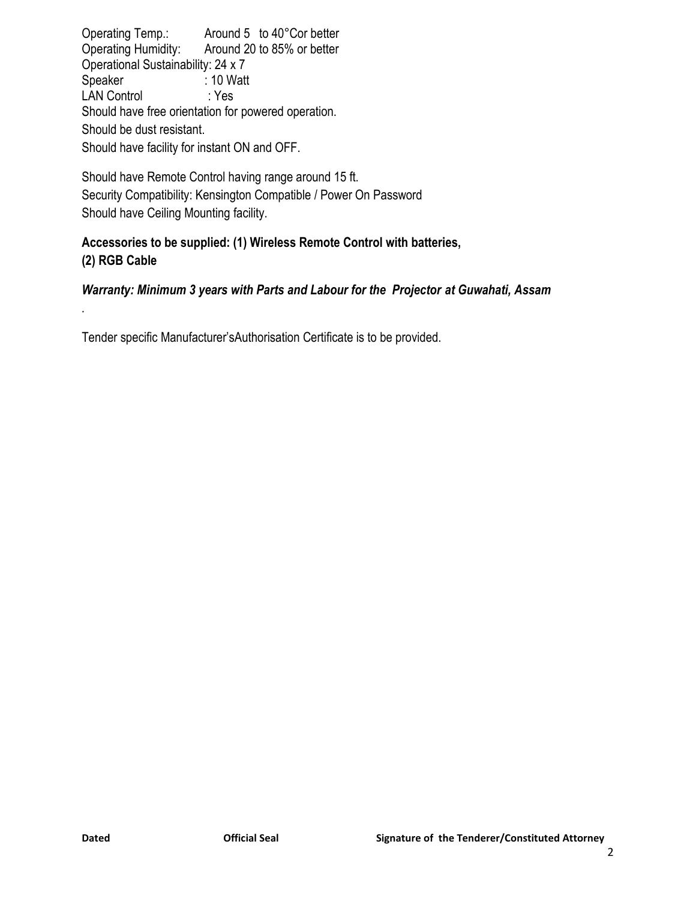Operating Temp.: Around 5 to 40°Cor better
Operating Humidity: Around 20 to 85% or better
Operational Sustainability: 24 x 7
Speaker : 10 Watt
LAN Control : Yes
Should have free orientation for powered operation.
Should be dust resistant.
Should have facility for instant ON and OFF.

Should have Remote Control having range around 15 ft.
Security Compatibility: Kensington Compatible / Power On Password
Should have Ceiling Mounting facility.

**Accessories to be supplied: (1) Wireless Remote Control with batteries,**
**(2) RGB Cable**

***Warranty: Minimum 3 years with Parts and Labour for the Projector at Guwahati, Assam***

.

Tender specific Manufacturer'sAuthorisation Certificate is to be provided.

**Dated** **Official Seal** **Signature of the Tenderer/Constituted Attorney**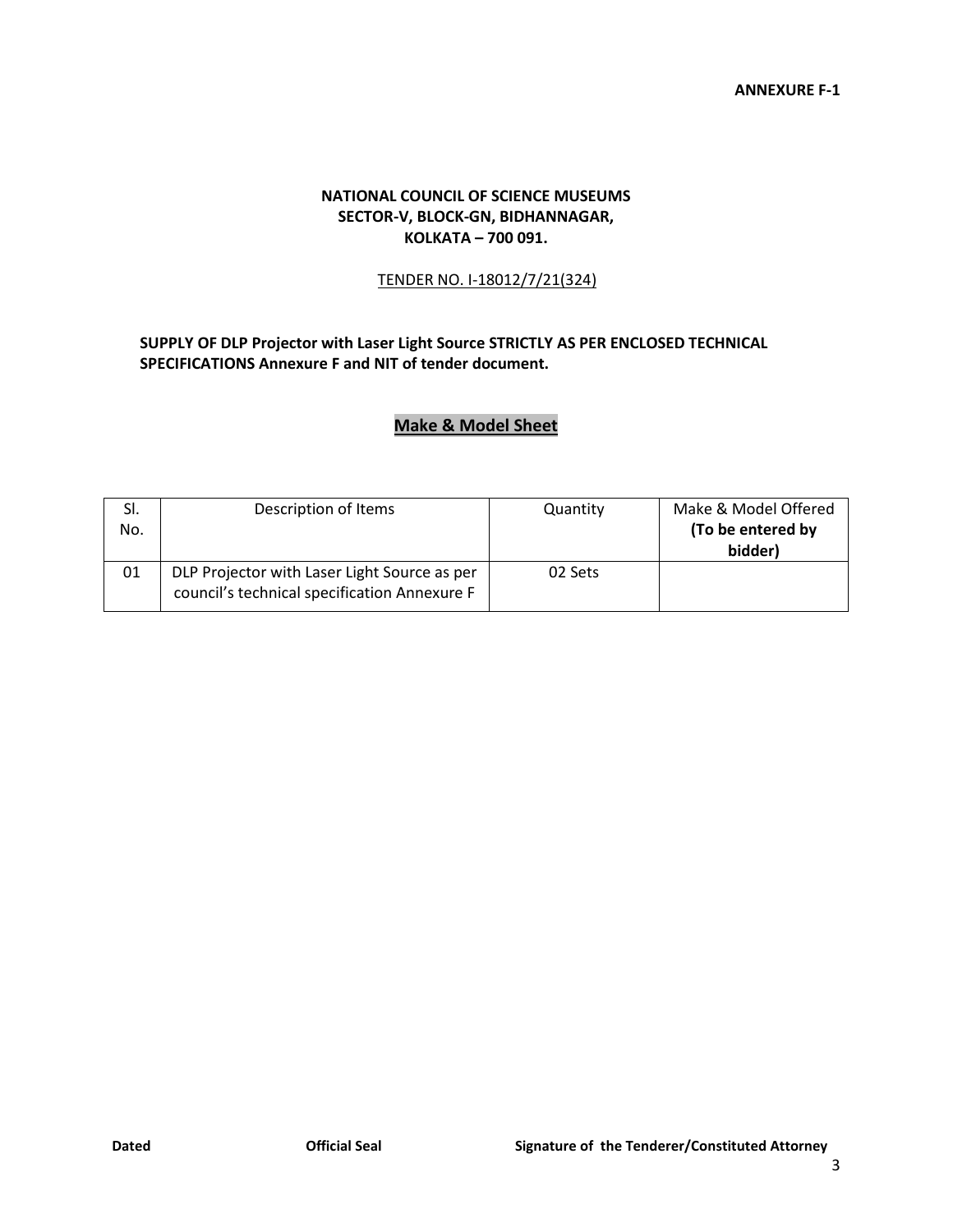**ANNEXURE F-1**

**NATIONAL COUNCIL OF SCIENCE MUSEUMS**
**SECTOR-V, BLOCK-GN, BIDHANNAGAR,**
**KOLKATA – 700 091.**

TENDER NO. I-18012/7/21(324)

**SUPPLY OF DLP Projector with Laser Light Source STRICTLY AS PER ENCLOSED TECHNICAL SPECIFICATIONS Annexure F and NIT of tender document.**

## Make & Model Sheet

| Sl. No. | Description of Items | Quantity | Make & Model Offered **(To be entered by bidder)** |
|---|---|---|---|
| 01 | DLP Projector with Laser Light Source as per council's technical specification Annexure F | 02 Sets | |

**Dated** **Official Seal** **Signature of the Tenderer/Constituted Attorney**